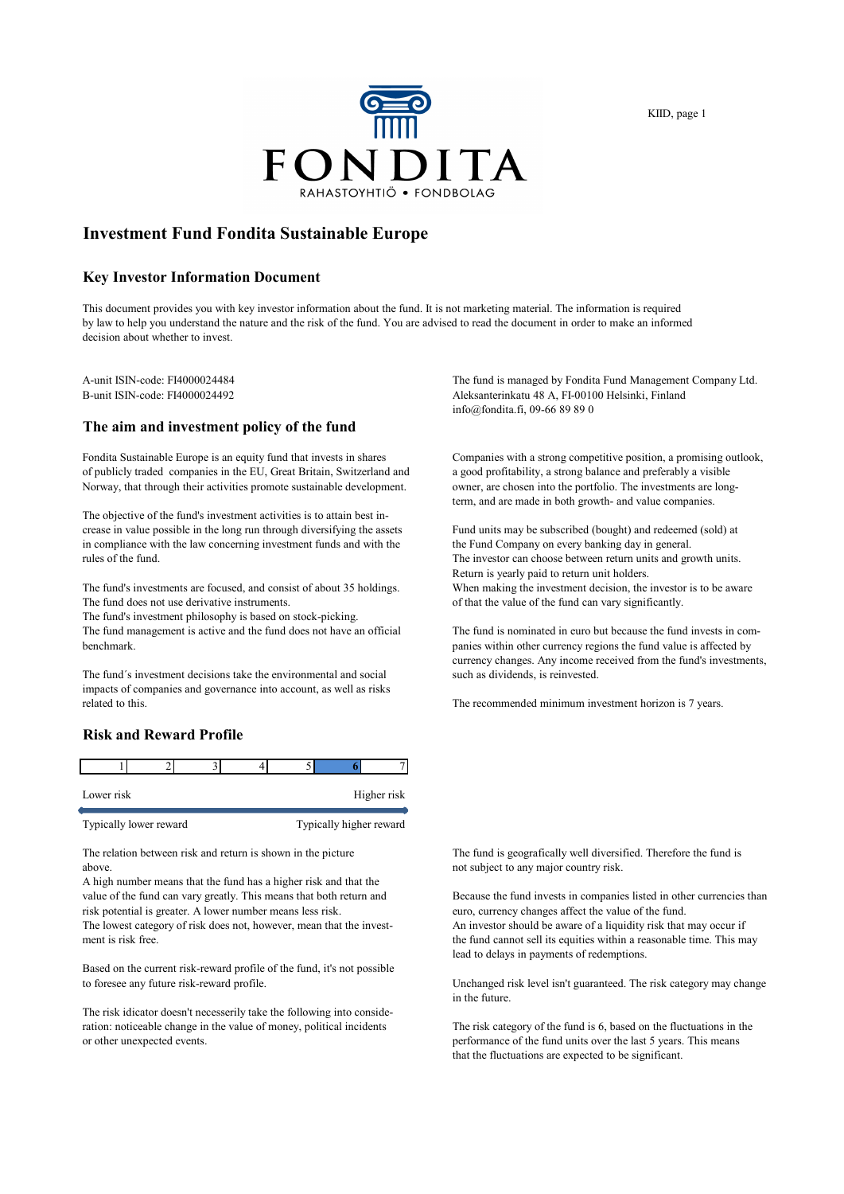FONDITA

RAHASTOYHTIÖ • FONDBOLAG

# Investment Fund Fondita Sustainable Europe

## Key Investor Information Document

This document provides you with key investor information about the fund. It is not marketing material. The information is required by law to help you understand the nature and the risk of the fund. You are advised to read the document in order to make an informed decision about whether to invest.

A-unit ISIN-code: FI4000024484
B-unit ISIN-code: FI4000024492

The fund is managed by Fondita Fund Management Company Ltd.
Aleksanterinkatu 48 A, FI-00100 Helsinki, Finland
info@fondita.fi, 09-66 89 89 0

## The aim and investment policy of the fund

Fondita Sustainable Europe is an equity fund that invests in shares of publicly traded companies in the EU, Great Britain, Switzerland and Norway, that through their activities promote sustainable development.

The objective of the fund's investment activities is to attain best increase in value possible in the long run through diversifying the assets in compliance with the law concerning investment funds and with the rules of the fund.

The fund's investments are focused, and consist of about 35 holdings.
The fund does not use derivative instruments.
The fund's investment philosophy is based on stock-picking.
The fund management is active and the fund does not have an official benchmark.

The fund´s investment decisions take the environmental and social impacts of companies and governance into account, as well as risks related to this.

Companies with a strong competitive position, a promising outlook, a good profitability, a strong balance and preferably a visible owner, are chosen into the portfolio. The investments are long-term, and are made in both growth- and value companies.

Fund units may be subscribed (bought) and redeemed (sold) at the Fund Company on every banking day in general.
The investor can choose between return units and growth units.
Return is yearly paid to return unit holders.
When making the investment decision, the investor is to be aware of that the value of the fund can vary significantly.

The fund is nominated in euro but because the fund invests in companies within other currency regions the fund value is affected by currency changes. Any income received from the fund's investments, such as dividends, is reinvested.

The recommended minimum investment horizon is 7 years.

## Risk and Reward Profile

| 1 | 2 | 3 | 4 | 5 | **6** | 7 |
|---|---|---|---|---|---|---|

Lower risk — Higher risk

Typically lower reward — Typically higher reward

The relation between risk and return is shown in the picture above.
A high number means that the fund has a higher risk and that the value of the fund can vary greatly. This means that both return and risk potential is greater. A lower number means less risk.
The lowest category of risk does not, however, mean that the investment is risk free.

Based on the current risk-reward profile of the fund, it's not possible to foresee any future risk-reward profile.

The risk idicator doesn't neccesserily take the following into consideration: noticeable change in the value of money, political incidents or other unexpected events.

The fund is geografically well diversified. Therefore the fund is not subject to any major country risk.

Because the fund invests in companies listed in other currencies than euro, currency changes affect the value of the fund.
An investor should be aware of a liquidity risk that may occur if the fund cannot sell its equities within a reasonable time. This may lead to delays in payments of redemptions.

Unchanged risk level isn't guaranteed. The risk category may change in the future.

The risk category of the fund is 6, based on the fluctuations in the performance of the fund units over the last 5 years. This means that the fluctuations are expected to be significant.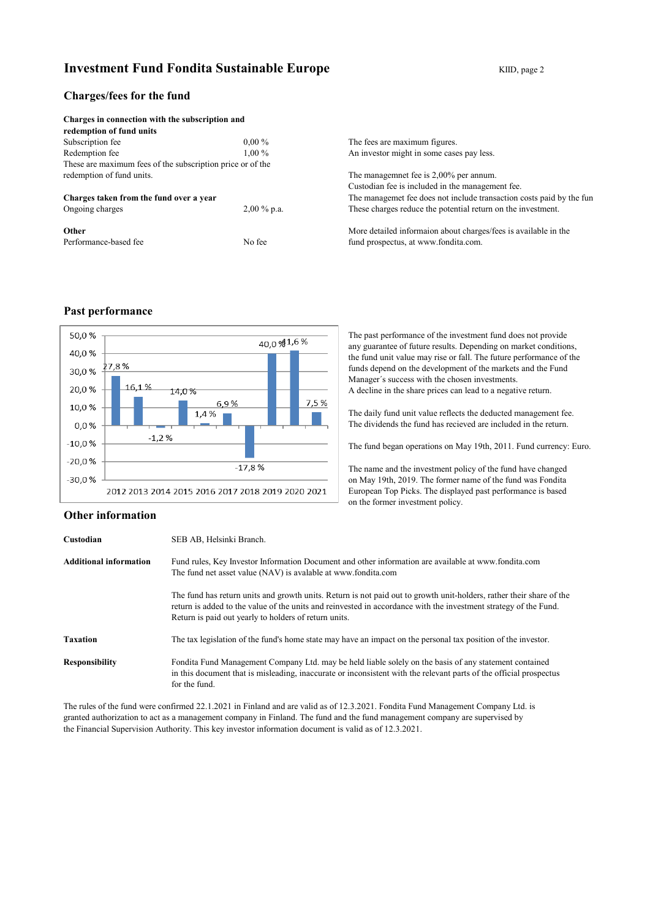# Investment Fund Fondita Sustainable Europe

## Charges/fees for the fund

**Charges in connection with the subscription and redemption of fund units**

| | |
|---|---|
| Subscription fee | 0,00 % |
| Redemption fee | 1,00 % |

These are maximum fees of the subscription price or of the redemption of fund units.

**Charges taken from the fund over a year**

| | |
|---|---|
| Ongoing charges | 2,00 % p.a. |

**Other**

| | |
|---|---|
| Performance-based fee | No fee |

The fees are maximum figures.
An investor might in some cases pay less.

The managemnet fee is 2,00% per annum.
Custodian fee is included in the management fee.
The managemet fee does not include transaction costs paid by the fun
These charges reduce the potential return on the investment.

More detailed informaion about charges/fees is available in the fund prospectus, at www.fondita.com.

## Past performance

50,0 %
40,0 %
30,0 %
20,0 %
10,0 %
0,0 %
-10,0 %
-20,0 %
-30,0 %

27,8 %
16,1 %
-1,2 %
14,0 %
1,4 %
6,9 %
-17,8 %
40,0 %
41,6 %
7,5 %

2012 2013 2014 2015 2016 2017 2018 2019 2020 2021

The past performance of the investment fund does not provide any guarantee of future results. Depending on market conditions, the fund unit value may rise or fall. The future performance of the funds depend on the development of the markets and the Fund Manager´s success with the chosen investments.
A decline in the share prices can lead to a negative return.

The daily fund unit value reflects the deducted management fee.
The dividends the fund has recieved are included in the return.

The fund began operations on May 19th, 2011. Fund currency: Euro.

The name and the investment policy of the fund have changed on May 19th, 2019. The former name of the fund was Fondita European Top Picks. The displayed past performance is based on the former investment policy.

## Other information

**Custodian**

SEB AB, Helsinki Branch.

**Additional information**

Fund rules, Key Investor Information Document and other information are available at www.fondita.com
The fund net asset value (NAV) is avalable at www.fondita.com

The fund has return units and growth units. Return is not paid out to growth unit-holders, rather their share of the return is added to the value of the units and reinvested in accordance with the investment strategy of the Fund. Return is paid out yearly to holders of return units.

**Taxation**

The tax legislation of the fund's home state may have an impact on the personal tax position of the investor.

**Responsibility**

Fondita Fund Management Company Ltd. may be held liable solely on the basis of any statement contained in this document that is misleading, inaccurate or inconsistent with the relevant parts of the official prospectus for the fund.

The rules of the fund were confirmed 22.1.2021 in Finland and are valid as of 12.3.2021. Fondita Fund Management Company Ltd. is granted authorization to act as a management company in Finland. The fund and the fund management company are supervised by the Financial Supervision Authority. This key investor information document is valid as of 12.3.2021.